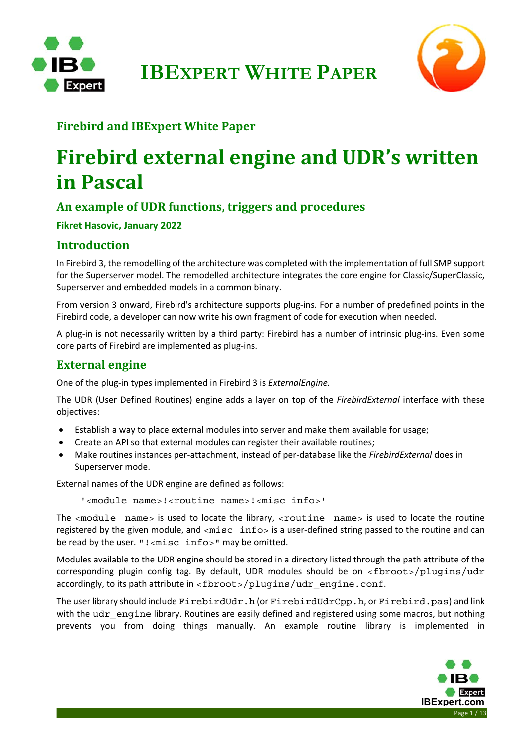# IBExpert White Paper

## Firebird and IBExpert White Paper

# Firebird external engine and UDR's written in Pascal

## An example of UDR functions, triggers and procedures

**Fikret Hasovic, January 2022**

## Introduction

In Firebird 3, the remodelling of the architecture was completed with the implementation of full SMP support for the Superserver model. The remodelled architecture integrates the core engine for Classic/SuperClassic, Superserver and embedded models in a common binary.

From version 3 onward, Firebird's architecture supports plug-ins. For a number of predefined points in the Firebird code, a developer can now write his own fragment of code for execution when needed.

A plug-in is not necessarily written by a third party: Firebird has a number of intrinsic plug-ins. Even some core parts of Firebird are implemented as plug-ins.

## External engine

One of the plug-in types implemented in Firebird 3 is *ExternalEngine.*

The UDR (User Defined Routines) engine adds a layer on top of the *FirebirdExternal* interface with these objectives:

- Establish a way to place external modules into server and make them available for usage;
- Create an API so that external modules can register their available routines;
- Make routines instances per-attachment, instead of per-database like the *FirebirdExternal* does in Superserver mode.

External names of the UDR engine are defined as follows:

```
'<module name>!<routine name>!<misc info>'
```

The `<module name>` is used to locate the library, `<routine name>` is used to locate the routine registered by the given module, and `<misc info>` is a user-defined string passed to the routine and can be read by the user. `"!<misc info>"` may be omitted.

Modules available to the UDR engine should be stored in a directory listed through the path attribute of the corresponding plugin config tag. By default, UDR modules should be on `<fbroot>/plugins/udr` accordingly, to its path attribute in `<fbroot>/plugins/udr_engine.conf`.

The user library should include `FirebirdUdr.h` (or `FirebirdUdrCpp.h`, or `Firebird.pas`) and link with the `udr_engine` library. Routines are easily defined and registered using some macros, but nothing prevents you from doing things manually. An example routine library is implemented in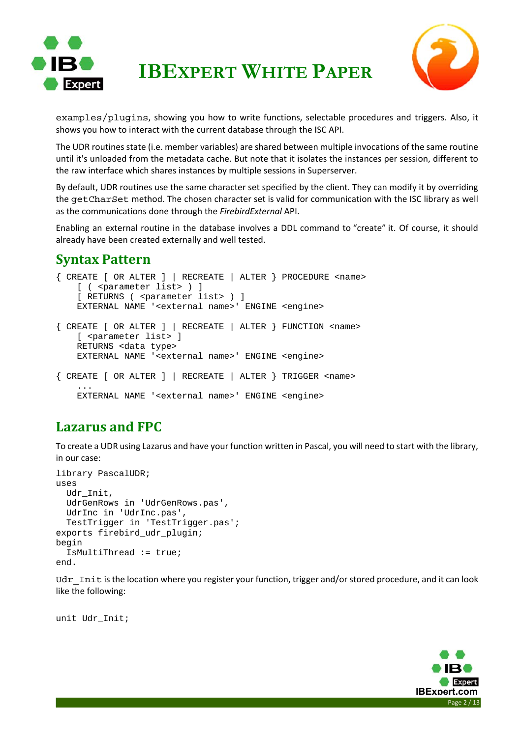`examples/plugins`, showing you how to write functions, selectable procedures and triggers. Also, it shows you how to interact with the current database through the ISC API.

The UDR routines state (i.e. member variables) are shared between multiple invocations of the same routine until it's unloaded from the metadata cache. But note that it isolates the instances per session, different to the raw interface which shares instances by multiple sessions in Superserver.

By default, UDR routines use the same character set specified by the client. They can modify it by overriding the `getCharSet` method. The chosen character set is valid for communication with the ISC library as well as the communications done through the *FirebirdExternal* API.

Enabling an external routine in the database involves a DDL command to "create" it. Of course, it should already have been created externally and well tested.

## Syntax Pattern

```
{ CREATE [ OR ALTER ] | RECREATE | ALTER } PROCEDURE <name>
    [ ( <parameter list> ) ]
    [ RETURNS ( <parameter list> ) ]
    EXTERNAL NAME '<external name>' ENGINE <engine>

{ CREATE [ OR ALTER ] | RECREATE | ALTER } FUNCTION <name>
    [ <parameter list> ]
    RETURNS <data type>
    EXTERNAL NAME '<external name>' ENGINE <engine>

{ CREATE [ OR ALTER ] | RECREATE | ALTER } TRIGGER <name>
    ...
    EXTERNAL NAME '<external name>' ENGINE <engine>
```

## Lazarus and FPC

To create a UDR using Lazarus and have your function written in Pascal, you will need to start with the library, in our case:

```
library PascalUDR;
uses
  Udr_Init,
  UdrGenRows in 'UdrGenRows.pas',
  UdrInc in 'UdrInc.pas',
  TestTrigger in 'TestTrigger.pas';
exports firebird_udr_plugin;
begin
  IsMultiThread := true;
end.
```

`Udr_Init` is the location where you register your function, trigger and/or stored procedure, and it can look like the following:

```
unit Udr_Init;
```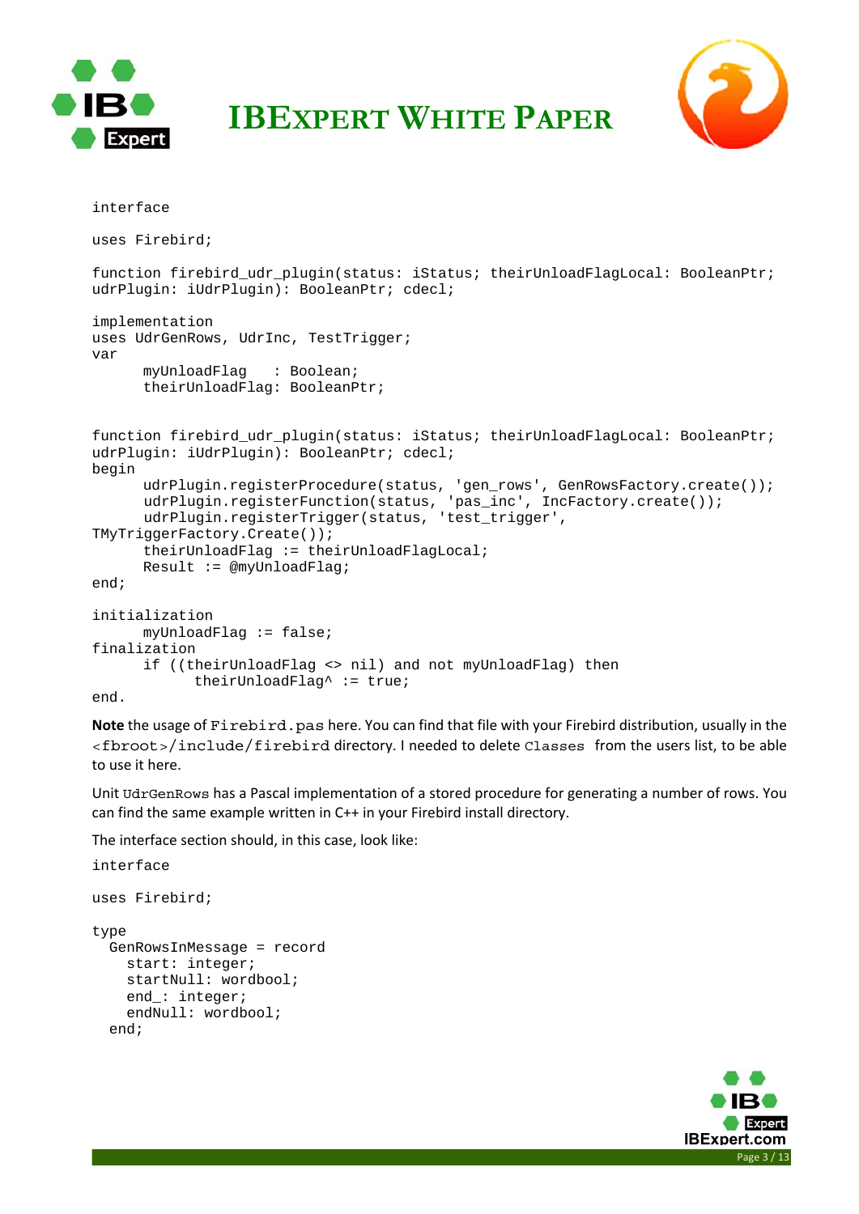```
interface

uses Firebird;

function firebird_udr_plugin(status: iStatus; theirUnloadFlagLocal: BooleanPtr;
udrPlugin: iUdrPlugin): BooleanPtr; cdecl;

implementation
uses UdrGenRows, UdrInc, TestTrigger;
var
      myUnloadFlag    : Boolean;
      theirUnloadFlag: BooleanPtr;


function firebird_udr_plugin(status: iStatus; theirUnloadFlagLocal: BooleanPtr;
udrPlugin: iUdrPlugin): BooleanPtr; cdecl;
begin
      udrPlugin.registerProcedure(status, 'gen_rows', GenRowsFactory.create());
      udrPlugin.registerFunction(status, 'pas_inc', IncFactory.create());
      udrPlugin.registerTrigger(status, 'test_trigger',
TMyTriggerFactory.Create());
      theirUnloadFlag := theirUnloadFlagLocal;
      Result := @myUnloadFlag;
end;

initialization
      myUnloadFlag := false;
finalization
      if ((theirUnloadFlag <> nil) and not myUnloadFlag) then
            theirUnloadFlag^ := true;
end.
```

**Note** the usage of `Firebird.pas` here. You can find that file with your Firebird distribution, usually in the `<fbroot>/include/firebird` directory. I needed to delete `Classes` from the users list, to be able to use it here.

Unit `UdrGenRows` has a Pascal implementation of a stored procedure for generating a number of rows. You can find the same example written in C++ in your Firebird install directory.

The interface section should, in this case, look like:

```
interface

uses Firebird;

type
  GenRowsInMessage = record
    start: integer;
    startNull: wordbool;
    end_: integer;
    endNull: wordbool;
  end;
```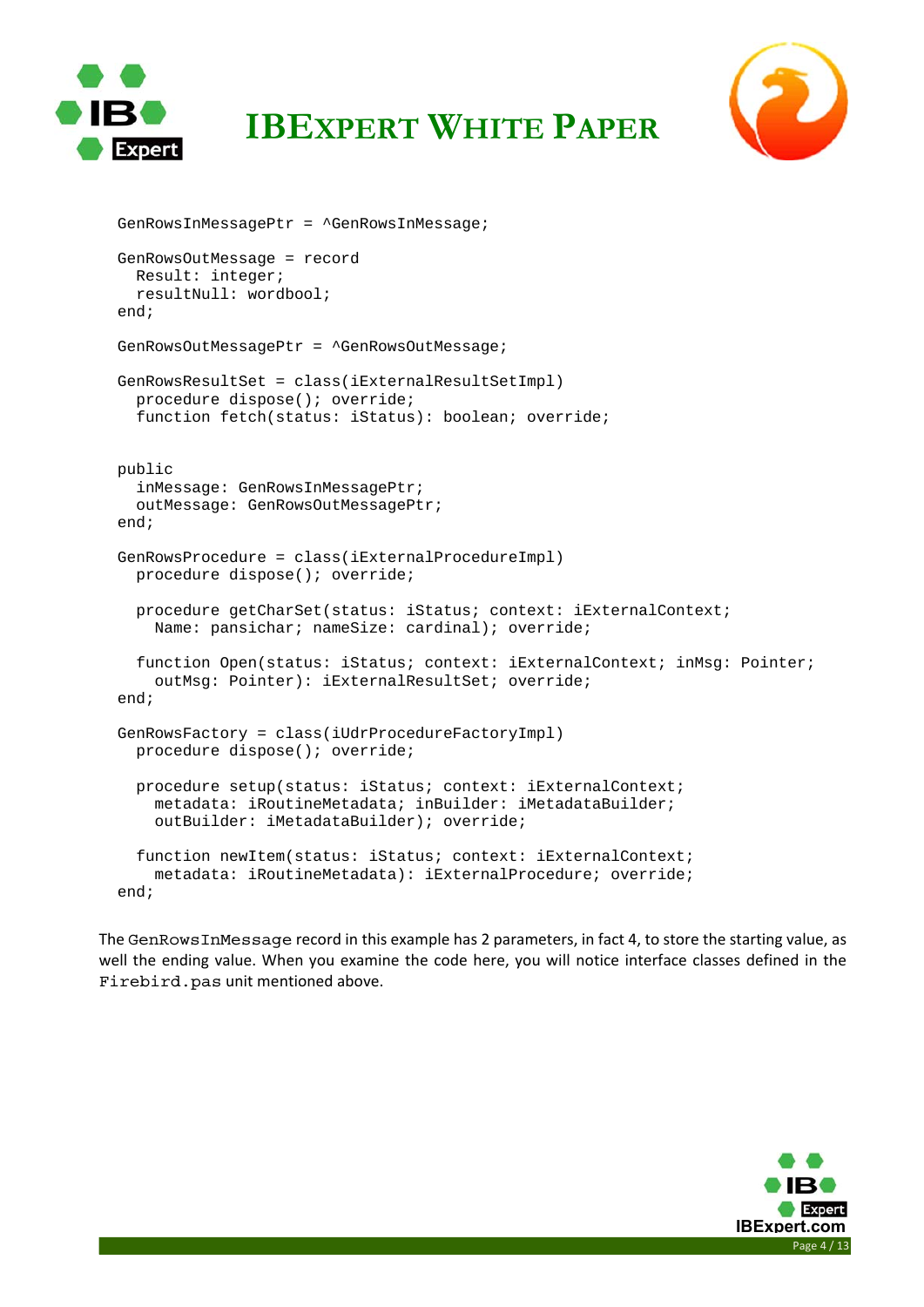```
GenRowsInMessagePtr = ^GenRowsInMessage;

GenRowsOutMessage = record
  Result: integer;
  resultNull: wordbool;
end;

GenRowsOutMessagePtr = ^GenRowsOutMessage;

GenRowsResultSet = class(iExternalResultSetImpl)
  procedure dispose(); override;
  function fetch(status: iStatus): boolean; override;


public
  inMessage: GenRowsInMessagePtr;
  outMessage: GenRowsOutMessagePtr;
end;

GenRowsProcedure = class(iExternalProcedureImpl)
  procedure dispose(); override;

  procedure getCharSet(status: iStatus; context: iExternalContext;
    Name: pansichar; nameSize: cardinal); override;

  function Open(status: iStatus; context: iExternalContext; inMsg: Pointer;
    outMsg: Pointer): iExternalResultSet; override;
end;

GenRowsFactory = class(iUdrProcedureFactoryImpl)
  procedure dispose(); override;

  procedure setup(status: iStatus; context: iExternalContext;
    metadata: iRoutineMetadata; inBuilder: iMetadataBuilder;
    outBuilder: iMetadataBuilder); override;

  function newItem(status: iStatus; context: iExternalContext;
    metadata: iRoutineMetadata): iExternalProcedure; override;
end;
```

The `GenRowsInMessage` record in this example has 2 parameters, in fact 4, to store the starting value, as well the ending value. When you examine the code here, you will notice interface classes defined in the `Firebird.pas` unit mentioned above.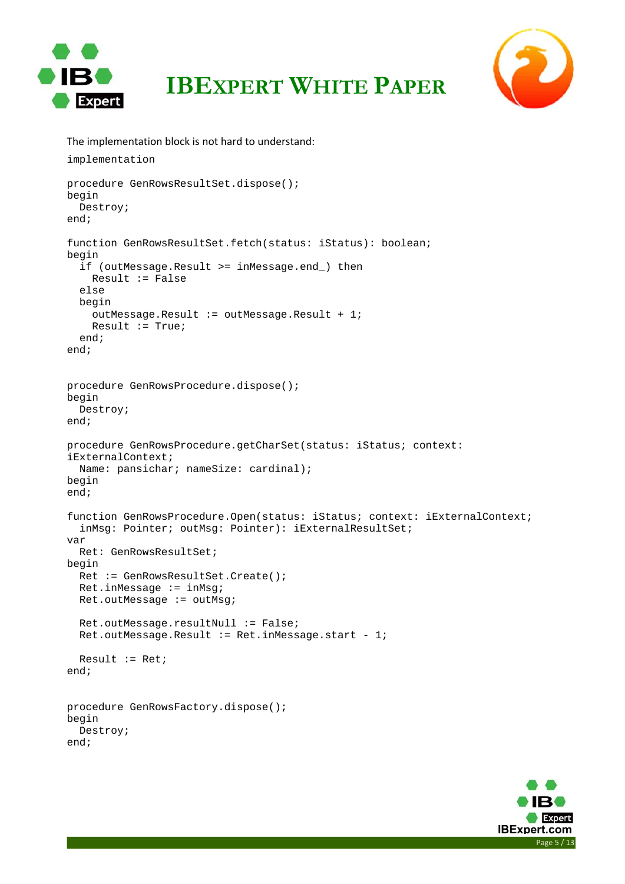The implementation block is not hard to understand:

```
implementation

procedure GenRowsResultSet.dispose();
begin
  Destroy;
end;

function GenRowsResultSet.fetch(status: iStatus): boolean;
begin
  if (outMessage.Result >= inMessage.end_) then
    Result := False
  else
  begin
    outMessage.Result := outMessage.Result + 1;
    Result := True;
  end;
end;


procedure GenRowsProcedure.dispose();
begin
  Destroy;
end;

procedure GenRowsProcedure.getCharSet(status: iStatus; context:
iExternalContext;
  Name: pansichar; nameSize: cardinal);
begin
end;

function GenRowsProcedure.Open(status: iStatus; context: iExternalContext;
  inMsg: Pointer; outMsg: Pointer): iExternalResultSet;
var
  Ret: GenRowsResultSet;
begin
  Ret := GenRowsResultSet.Create();
  Ret.inMessage := inMsg;
  Ret.outMessage := outMsg;

  Ret.outMessage.resultNull := False;
  Ret.outMessage.Result := Ret.inMessage.start - 1;

  Result := Ret;
end;


procedure GenRowsFactory.dispose();
begin
  Destroy;
end;
```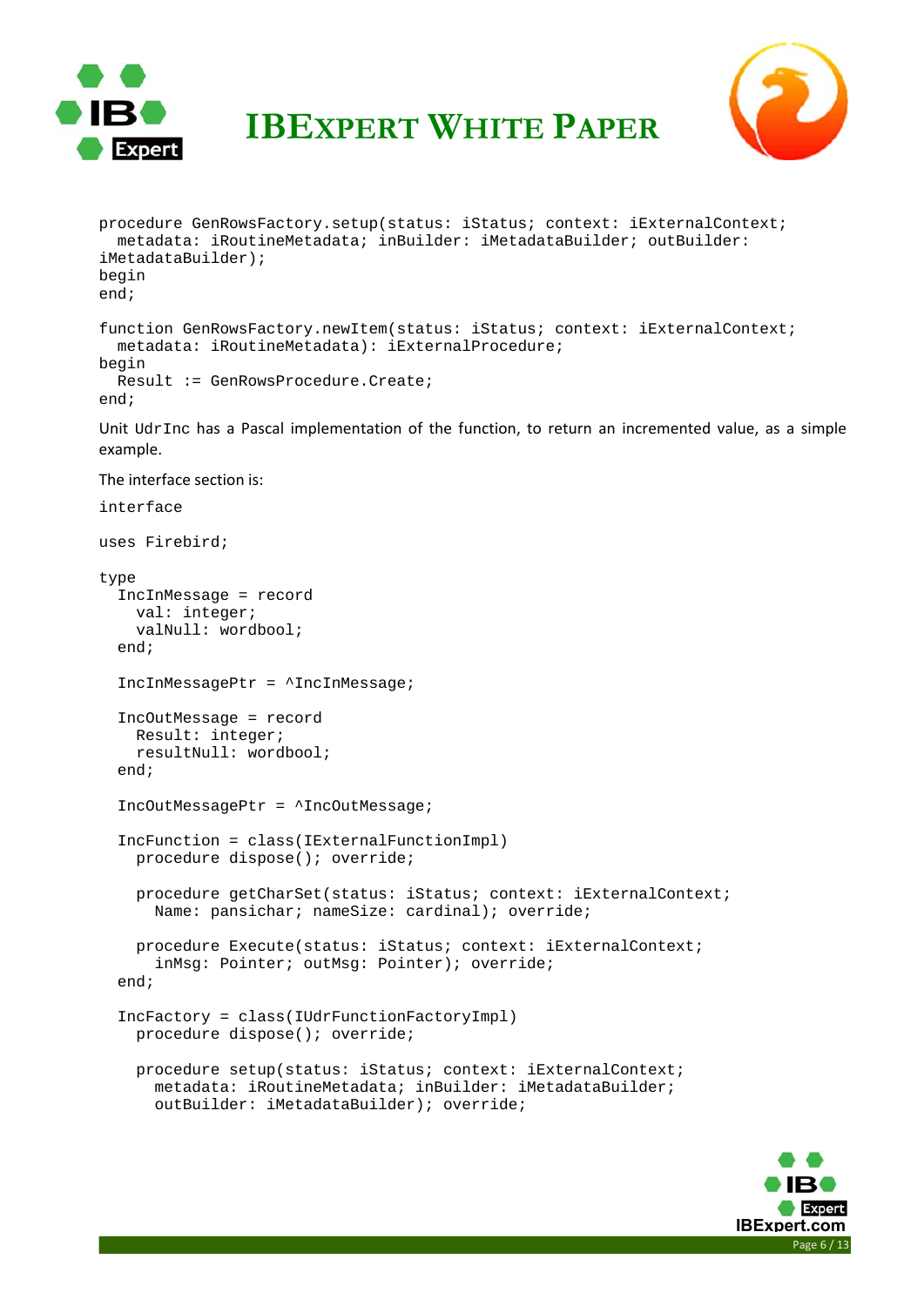```
procedure GenRowsFactory.setup(status: iStatus; context: iExternalContext;
  metadata: iRoutineMetadata; inBuilder: iMetadataBuilder; outBuilder:
iMetadataBuilder);
begin
end;

function GenRowsFactory.newItem(status: iStatus; context: iExternalContext;
  metadata: iRoutineMetadata): iExternalProcedure;
begin
  Result := GenRowsProcedure.Create;
end;
```

Unit `UdrInc` has a Pascal implementation of the function, to return an incremented value, as a simple example.

The interface section is:

```
interface

uses Firebird;

type
  IncInMessage = record
    val: integer;
    valNull: wordbool;
  end;

  IncInMessagePtr = ^IncInMessage;

  IncOutMessage = record
    Result: integer;
    resultNull: wordbool;
  end;

  IncOutMessagePtr = ^IncOutMessage;

  IncFunction = class(IExternalFunctionImpl)
    procedure dispose(); override;

    procedure getCharSet(status: iStatus; context: iExternalContext;
      Name: pansichar; nameSize: cardinal); override;

    procedure Execute(status: iStatus; context: iExternalContext;
      inMsg: Pointer; outMsg: Pointer); override;
  end;

  IncFactory = class(IUdrFunctionFactoryImpl)
    procedure dispose(); override;

    procedure setup(status: iStatus; context: iExternalContext;
      metadata: iRoutineMetadata; inBuilder: iMetadataBuilder;
      outBuilder: iMetadataBuilder); override;
```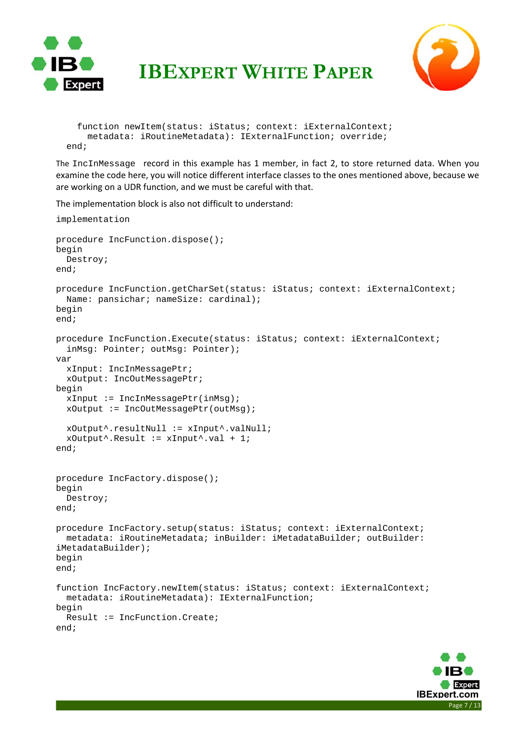```
    function newItem(status: iStatus; context: iExternalContext;
      metadata: iRoutineMetadata): IExternalFunction; override;
  end;
```

The `IncInMessage` record in this example has 1 member, in fact 2, to store returned data. When you examine the code here, you will notice different interface classes to the ones mentioned above, because we are working on a UDR function, and we must be careful with that.

The implementation block is also not difficult to understand:

```
implementation

procedure IncFunction.dispose();
begin
  Destroy;
end;

procedure IncFunction.getCharSet(status: iStatus; context: iExternalContext;
  Name: pansichar; nameSize: cardinal);
begin
end;

procedure IncFunction.Execute(status: iStatus; context: iExternalContext;
  inMsg: Pointer; outMsg: Pointer);
var
  xInput: IncInMessagePtr;
  xOutput: IncOutMessagePtr;
begin
  xInput := IncInMessagePtr(inMsg);
  xOutput := IncOutMessagePtr(outMsg);

  xOutput^.resultNull := xInput^.valNull;
  xOutput^.Result := xInput^.val + 1;
end;


procedure IncFactory.dispose();
begin
  Destroy;
end;

procedure IncFactory.setup(status: iStatus; context: iExternalContext;
  metadata: iRoutineMetadata; inBuilder: iMetadataBuilder; outBuilder:
iMetadataBuilder);
begin
end;

function IncFactory.newItem(status: iStatus; context: iExternalContext;
  metadata: iRoutineMetadata): IExternalFunction;
begin
  Result := IncFunction.Create;
end;
```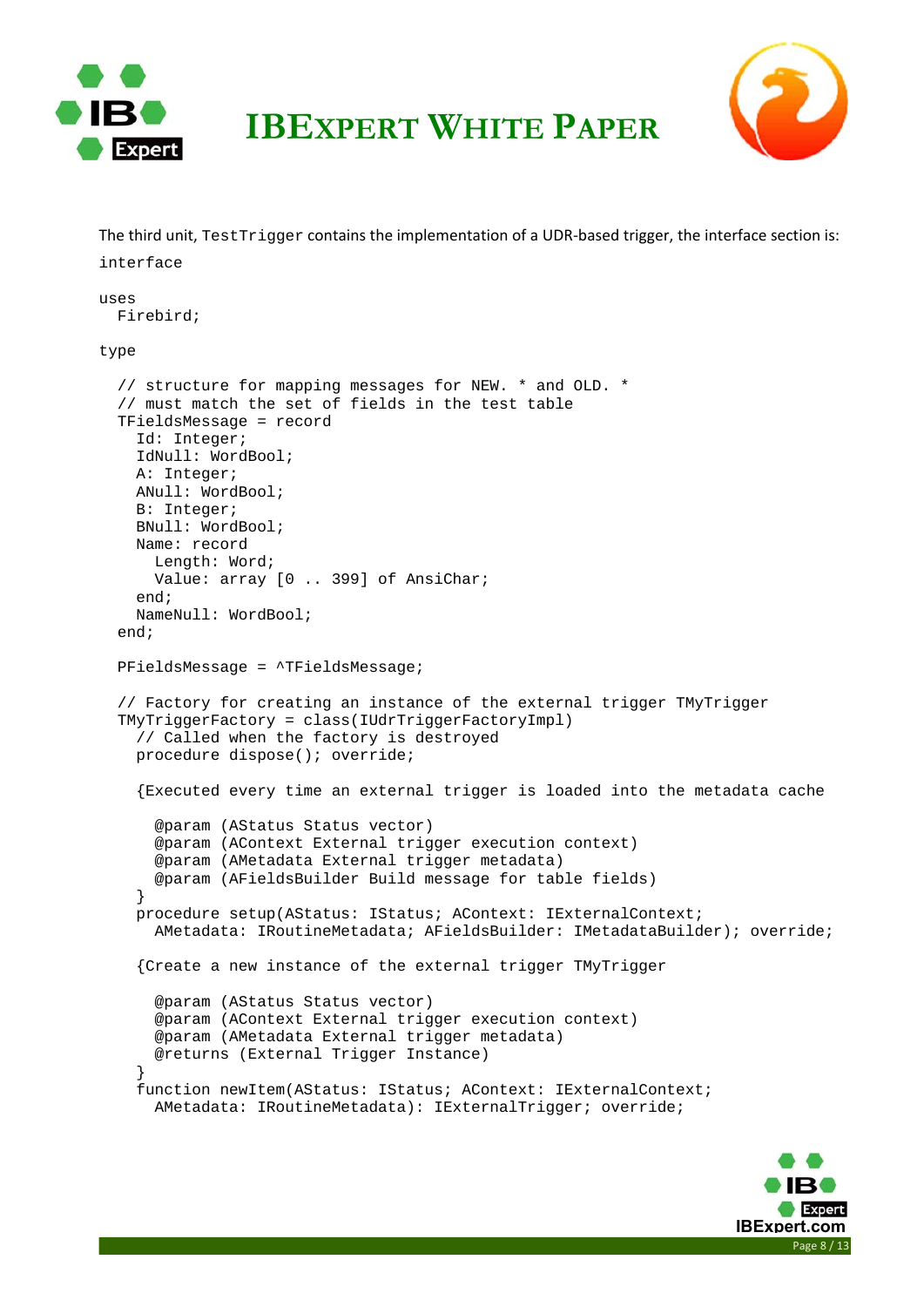The third unit, `TestTrigger` contains the implementation of a UDR-based trigger, the interface section is:

```
interface

uses
  Firebird;

type

  // structure for mapping messages for NEW. * and OLD. *
  // must match the set of fields in the test table
  TFieldsMessage = record
    Id: Integer;
    IdNull: WordBool;
    A: Integer;
    ANull: WordBool;
    B: Integer;
    BNull: WordBool;
    Name: record
      Length: Word;
      Value: array [0 .. 399] of AnsiChar;
    end;
    NameNull: WordBool;
  end;

  PFieldsMessage = ^TFieldsMessage;

  // Factory for creating an instance of the external trigger TMyTrigger
  TMyTriggerFactory = class(IUdrTriggerFactoryImpl)
    // Called when the factory is destroyed
    procedure dispose(); override;

    {Executed every time an external trigger is loaded into the metadata cache

      @param (AStatus Status vector)
      @param (AContext External trigger execution context)
      @param (AMetadata External trigger metadata)
      @param (AFieldsBuilder Build message for table fields)
    }
    procedure setup(AStatus: IStatus; AContext: IExternalContext;
      AMetadata: IRoutineMetadata; AFieldsBuilder: IMetadataBuilder); override;

    {Create a new instance of the external trigger TMyTrigger

      @param (AStatus Status vector)
      @param (AContext External trigger execution context)
      @param (AMetadata External trigger metadata)
      @returns (External Trigger Instance)
    }
    function newItem(AStatus: IStatus; AContext: IExternalContext;
      AMetadata: IRoutineMetadata): IExternalTrigger; override;
```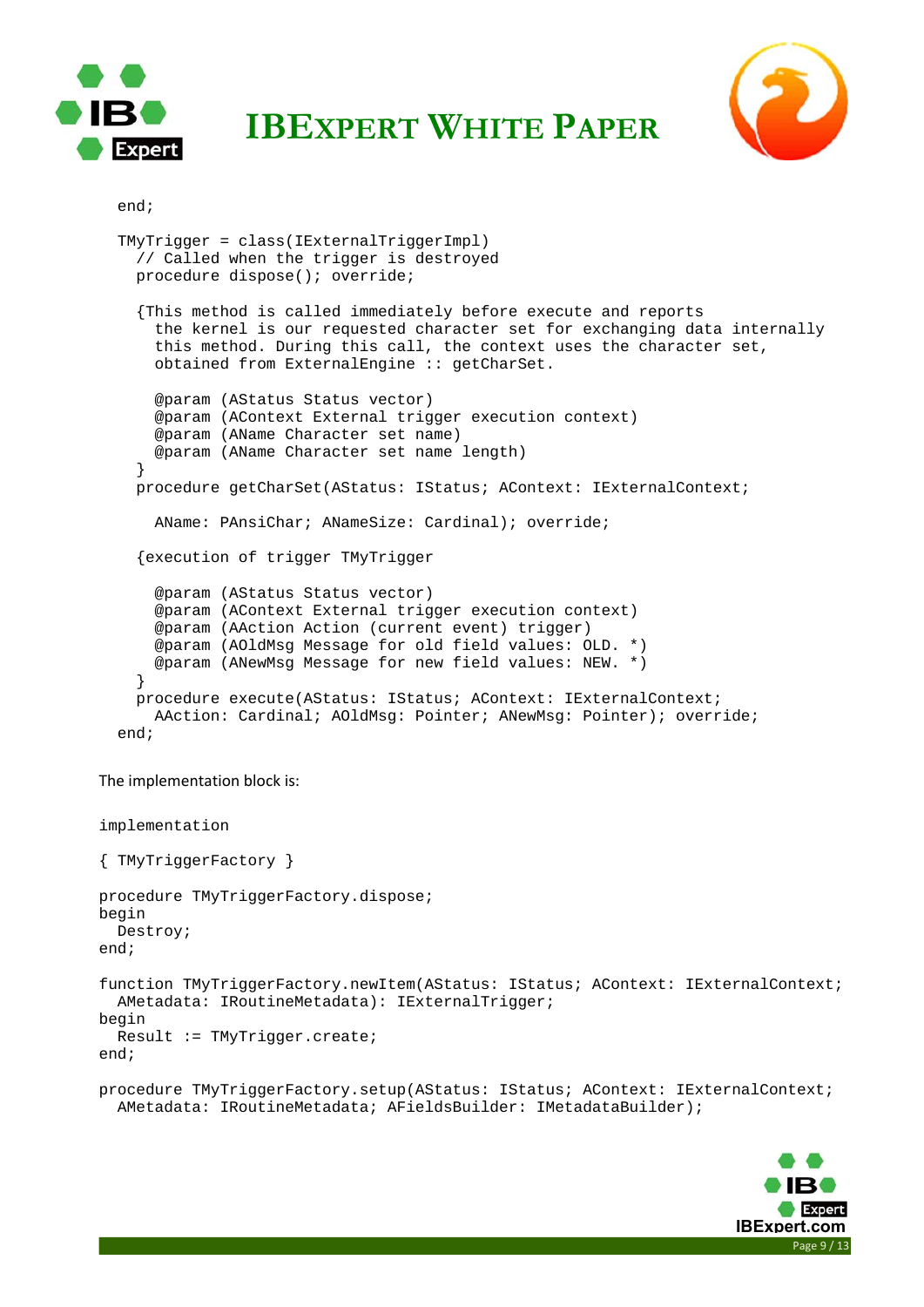```
  end;

  TMyTrigger = class(IExternalTriggerImpl)
    // Called when the trigger is destroyed
    procedure dispose(); override;

    {This method is called immediately before execute and reports
      the kernel is our requested character set for exchanging data internally
      this method. During this call, the context uses the character set,
      obtained from ExternalEngine :: getCharSet.

      @param (AStatus Status vector)
      @param (AContext External trigger execution context)
      @param (AName Character set name)
      @param (AName Character set name length)
    }
    procedure getCharSet(AStatus: IStatus; AContext: IExternalContext;

      AName: PAnsiChar; ANameSize: Cardinal); override;

    {execution of trigger TMyTrigger

      @param (AStatus Status vector)
      @param (AContext External trigger execution context)
      @param (AAction Action (current event) trigger)
      @param (AOldMsg Message for old field values: OLD. *)
      @param (ANewMsg Message for new field values: NEW. *)
    }
    procedure execute(AStatus: IStatus; AContext: IExternalContext;
      AAction: Cardinal; AOldMsg: Pointer; ANewMsg: Pointer); override;
  end;
```

The implementation block is:

```
implementation

{ TMyTriggerFactory }

procedure TMyTriggerFactory.dispose;
begin
  Destroy;
end;

function TMyTriggerFactory.newItem(AStatus: IStatus; AContext: IExternalContext;
  AMetadata: IRoutineMetadata): IExternalTrigger;
begin
  Result := TMyTrigger.create;
end;

procedure TMyTriggerFactory.setup(AStatus: IStatus; AContext: IExternalContext;
  AMetadata: IRoutineMetadata; AFieldsBuilder: IMetadataBuilder);
```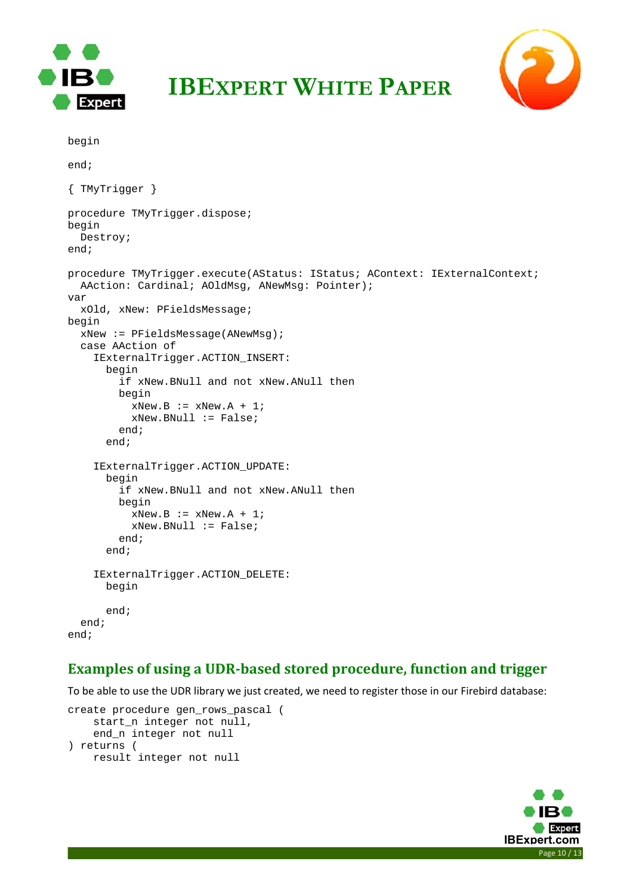```
begin

end;

{ TMyTrigger }

procedure TMyTrigger.dispose;
begin
  Destroy;
end;

procedure TMyTrigger.execute(AStatus: IStatus; AContext: IExternalContext;
  AAction: Cardinal; AOldMsg, ANewMsg: Pointer);
var
  xOld, xNew: PFieldsMessage;
begin
  xNew := PFieldsMessage(ANewMsg);
  case AAction of
    IExternalTrigger.ACTION_INSERT:
      begin
        if xNew.BNull and not xNew.ANull then
        begin
          xNew.B := xNew.A + 1;
          xNew.BNull := False;
        end;
      end;

    IExternalTrigger.ACTION_UPDATE:
      begin
        if xNew.BNull and not xNew.ANull then
        begin
          xNew.B := xNew.A + 1;
          xNew.BNull := False;
        end;
      end;

    IExternalTrigger.ACTION_DELETE:
      begin

      end;
  end;
end;
```

## Examples of using a UDR-based stored procedure, function and trigger

To be able to use the UDR library we just created, we need to register those in our Firebird database:

```
create procedure gen_rows_pascal (
    start_n integer not null,
    end_n integer not null
) returns (
    result integer not null
```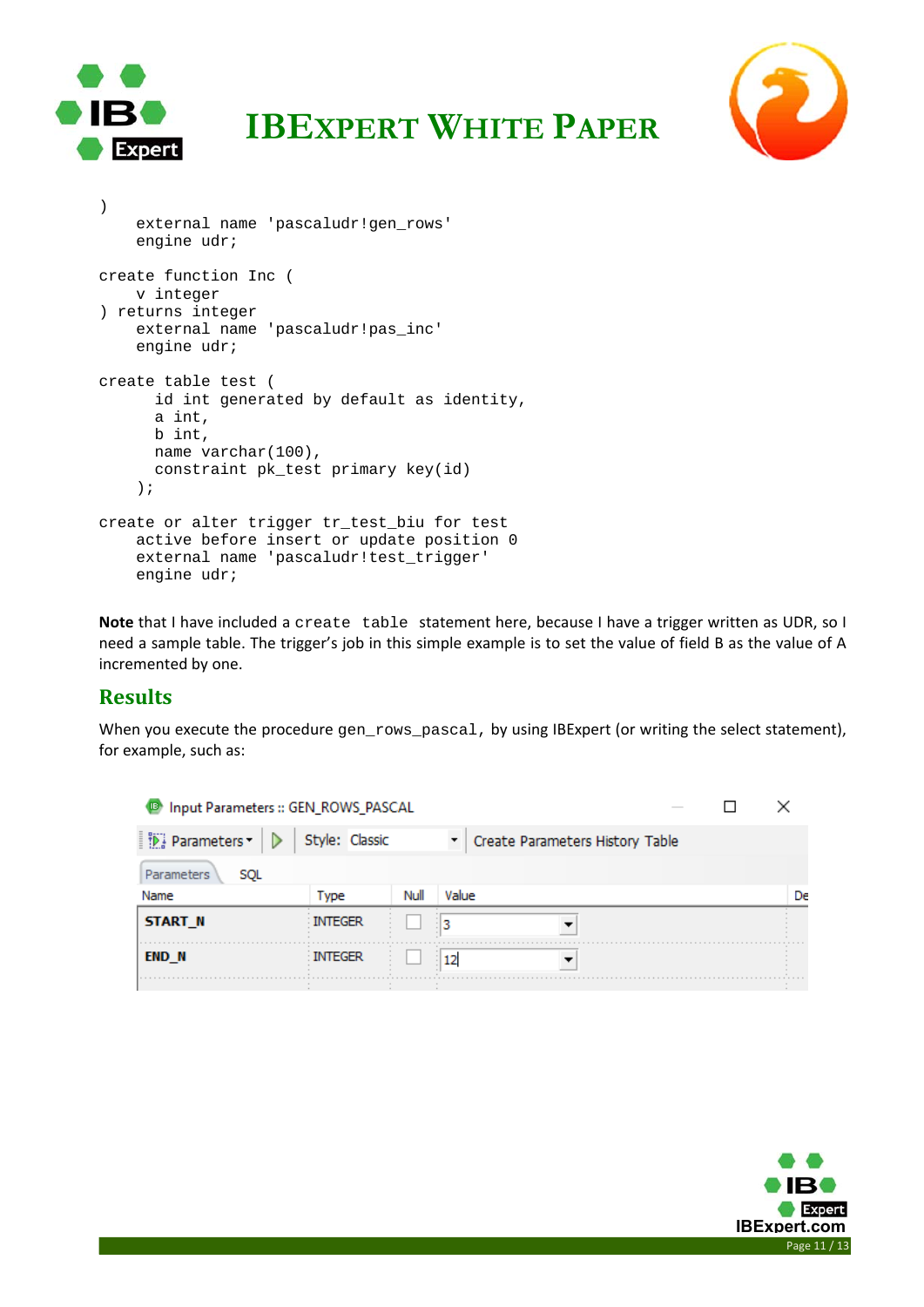```
)
    external name 'pascaludr!gen_rows'
    engine udr;

create function Inc (
    v integer
) returns integer
    external name 'pascaludr!pas_inc'
    engine udr;

create table test (
      id int generated by default as identity,
      a int,
      b int,
      name varchar(100),
      constraint pk_test primary key(id)
    );

create or alter trigger tr_test_biu for test
    active before insert or update position 0
    external name 'pascaludr!test_trigger'
    engine udr;
```

**Note** that I have included a `create table` statement here, because I have a trigger written as UDR, so I need a sample table. The trigger's job in this simple example is to set the value of field B as the value of A incremented by one.

## Results

When you execute the procedure `gen_rows_pascal`, by using IBExpert (or writing the select statement), for example, such as:

Input Parameters :: GEN_ROWS_PASCAL

Parameters | Style: Classic | Create Parameters History Table

| Name | Type | Null | Value |
|---|---|---|---|
| START_N | INTEGER | ☐ | 3 |
| END_N | INTEGER | ☐ | 12 |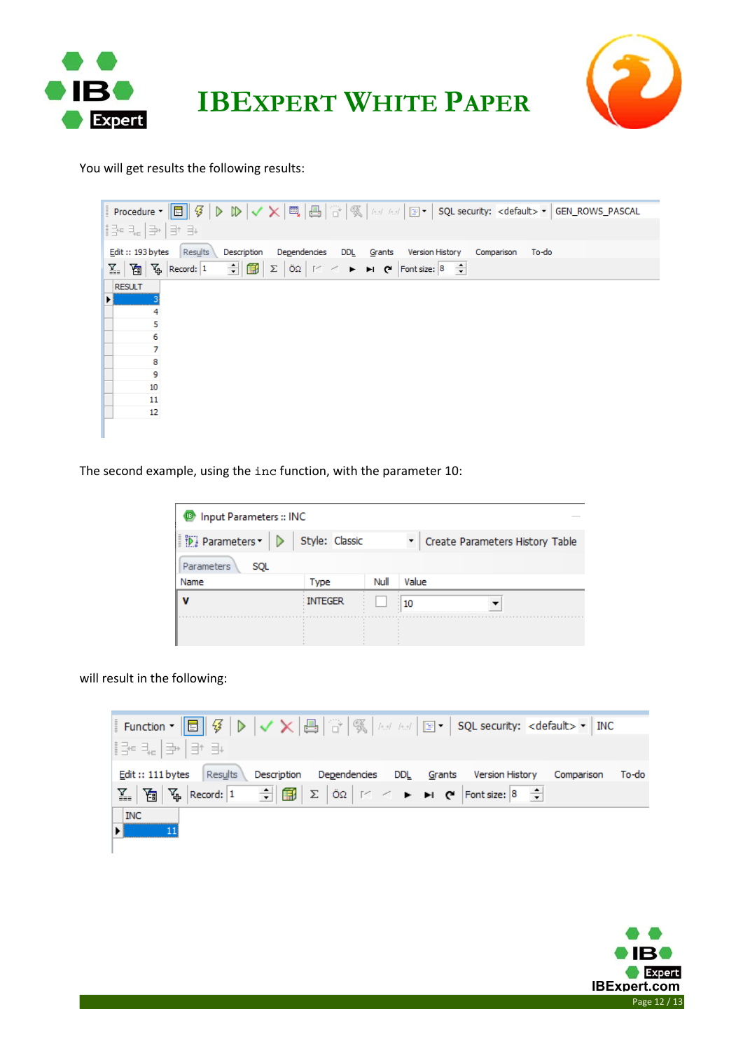You will get results the following results:

| RESULT |
|---|
| 3 |
| 4 |
| 5 |
| 6 |
| 7 |
| 8 |
| 9 |
| 10 |
| 11 |
| 12 |

The second example, using the `inc` function, with the parameter 10:

Input Parameters :: INC

| Name | Type | Null | Value |
|---|---|---|---|
| V | INTEGER | | 10 |

will result in the following:

| INC |
|---|
| 11 |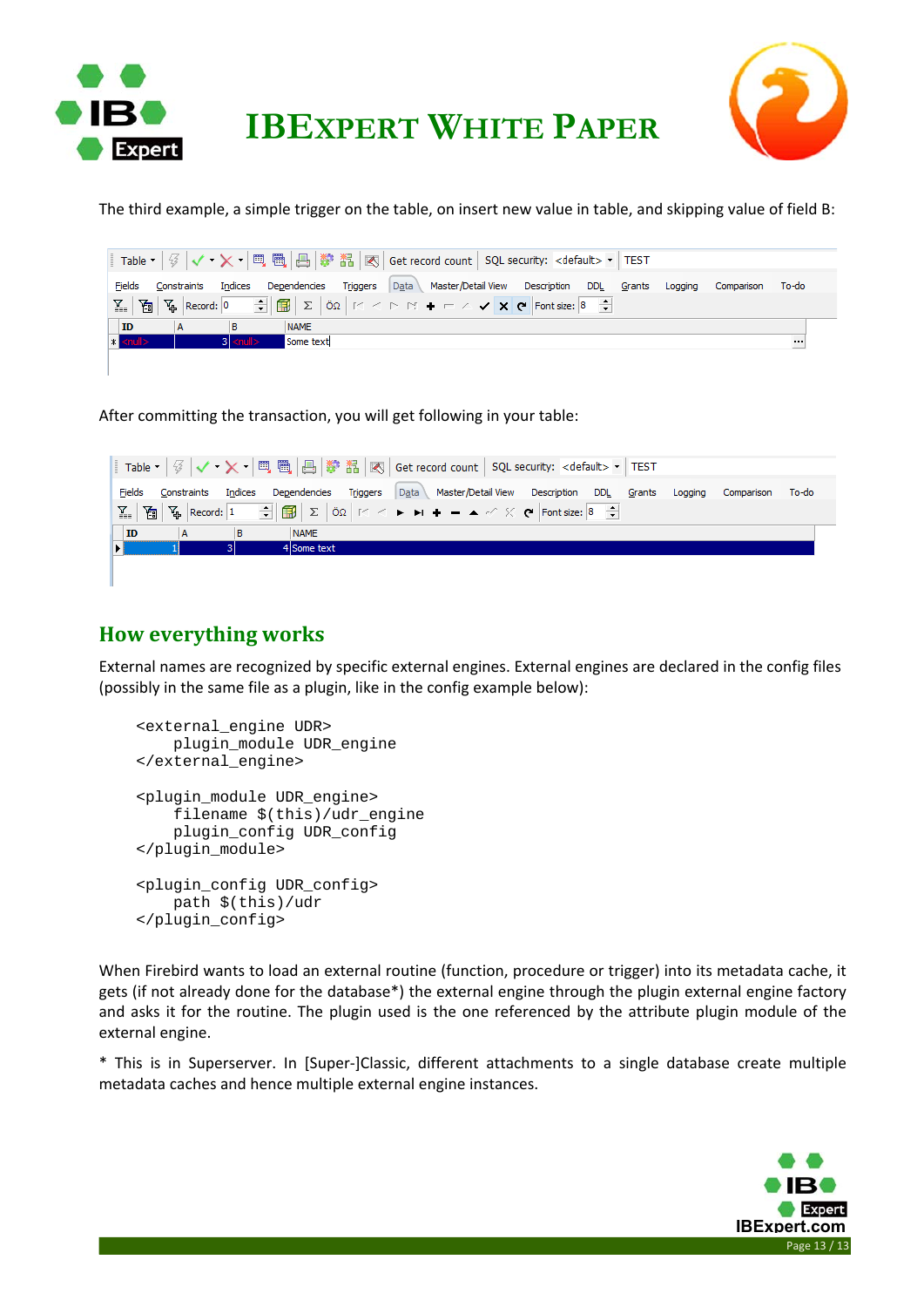The third example, a simple trigger on the table, on insert new value in table, and skipping value of field B:

After committing the transaction, you will get following in your table:

## How everything works

External names are recognized by specific external engines. External engines are declared in the config files (possibly in the same file as a plugin, like in the config example below):

```
<external_engine UDR>
    plugin_module UDR_engine
</external_engine>

<plugin_module UDR_engine>
    filename $(this)/udr_engine
    plugin_config UDR_config
</plugin_module>

<plugin_config UDR_config>
    path $(this)/udr
</plugin_config>
```

When Firebird wants to load an external routine (function, procedure or trigger) into its metadata cache, it gets (if not already done for the database*) the external engine through the plugin external engine factory and asks it for the routine. The plugin used is the one referenced by the attribute plugin module of the external engine.

* This is in Superserver. In [Super-]Classic, different attachments to a single database create multiple metadata caches and hence multiple external engine instances.